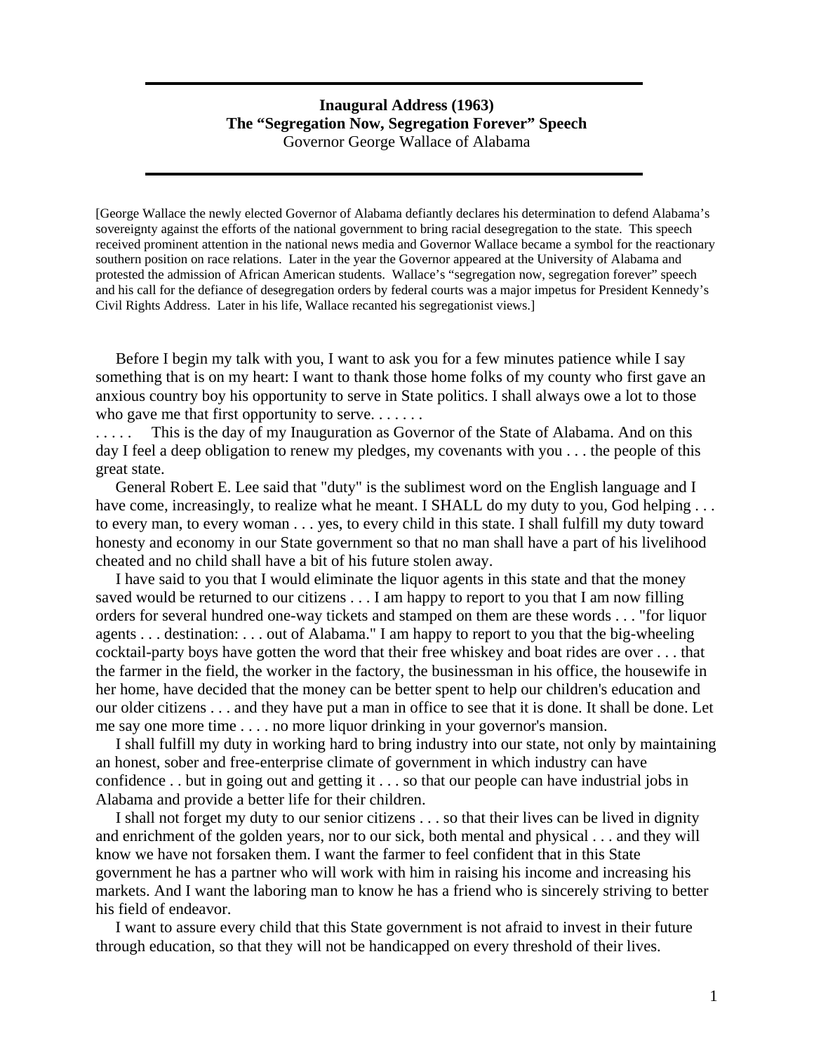**Inaugural Address (1963)**
**The "Segregation Now, Segregation Forever" Speech**
Governor George Wallace of Alabama

---

[George Wallace the newly elected Governor of Alabama defiantly declares his determination to defend Alabama's sovereignty against the efforts of the national government to bring racial desegregation to the state. This speech received prominent attention in the national news media and Governor Wallace became a symbol for the reactionary southern position on race relations. Later in the year the Governor appeared at the University of Alabama and protested the admission of African American students. Wallace's "segregation now, segregation forever" speech and his call for the defiance of desegregation orders by federal courts was a major impetus for President Kennedy's Civil Rights Address. Later in his life, Wallace recanted his segregationist views.]

Before I begin my talk with you, I want to ask you for a few minutes patience while I say something that is on my heart: I want to thank those home folks of my county who first gave an anxious country boy his opportunity to serve in State politics. I shall always owe a lot to those who gave me that first opportunity to serve. . . . . . .

. . . . . This is the day of my Inauguration as Governor of the State of Alabama. And on this day I feel a deep obligation to renew my pledges, my covenants with you . . . the people of this great state.

General Robert E. Lee said that "duty" is the sublimest word on the English language and I have come, increasingly, to realize what he meant. I SHALL do my duty to you, God helping . . . to every man, to every woman . . . yes, to every child in this state. I shall fulfill my duty toward honesty and economy in our State government so that no man shall have a part of his livelihood cheated and no child shall have a bit of his future stolen away.

I have said to you that I would eliminate the liquor agents in this state and that the money saved would be returned to our citizens . . . I am happy to report to you that I am now filling orders for several hundred one-way tickets and stamped on them are these words . . . "for liquor agents . . . destination: . . . out of Alabama." I am happy to report to you that the big-wheeling cocktail-party boys have gotten the word that their free whiskey and boat rides are over . . . that the farmer in the field, the worker in the factory, the businessman in his office, the housewife in her home, have decided that the money can be better spent to help our children's education and our older citizens . . . and they have put a man in office to see that it is done. It shall be done. Let me say one more time . . . . no more liquor drinking in your governor's mansion.

I shall fulfill my duty in working hard to bring industry into our state, not only by maintaining an honest, sober and free-enterprise climate of government in which industry can have confidence . . but in going out and getting it . . . so that our people can have industrial jobs in Alabama and provide a better life for their children.

I shall not forget my duty to our senior citizens . . . so that their lives can be lived in dignity and enrichment of the golden years, nor to our sick, both mental and physical . . . and they will know we have not forsaken them. I want the farmer to feel confident that in this State government he has a partner who will work with him in raising his income and increasing his markets. And I want the laboring man to know he has a friend who is sincerely striving to better his field of endeavor.

I want to assure every child that this State government is not afraid to invest in their future through education, so that they will not be handicapped on every threshold of their lives.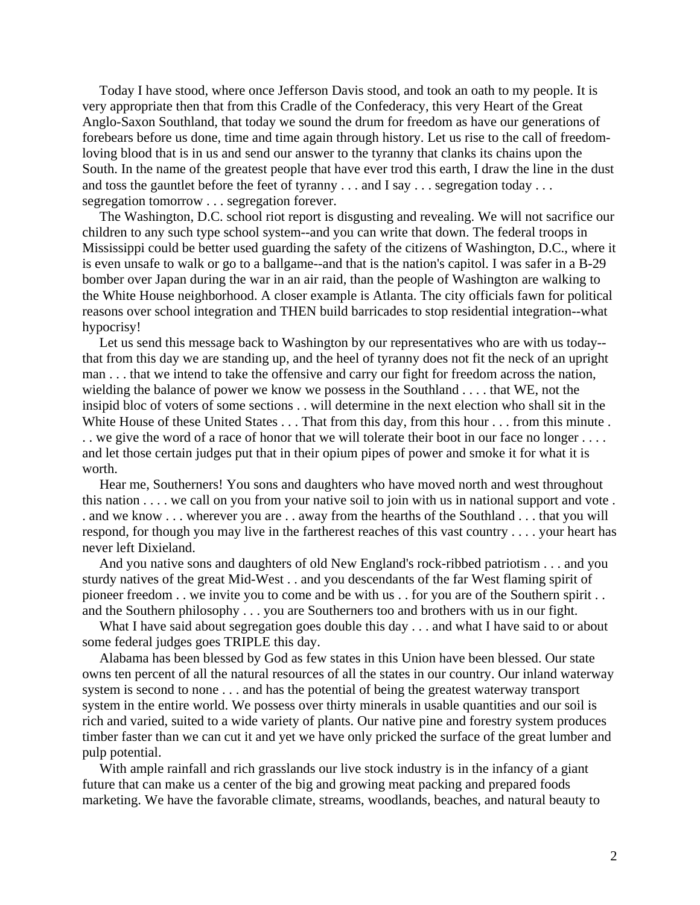Today I have stood, where once Jefferson Davis stood, and took an oath to my people. It is very appropriate then that from this Cradle of the Confederacy, this very Heart of the Great Anglo-Saxon Southland, that today we sound the drum for freedom as have our generations of forebears before us done, time and time again through history. Let us rise to the call of freedom-loving blood that is in us and send our answer to the tyranny that clanks its chains upon the South. In the name of the greatest people that have ever trod this earth, I draw the line in the dust and toss the gauntlet before the feet of tyranny . . . and I say . . . segregation today . . . segregation tomorrow . . . segregation forever.

The Washington, D.C. school riot report is disgusting and revealing. We will not sacrifice our children to any such type school system--and you can write that down. The federal troops in Mississippi could be better used guarding the safety of the citizens of Washington, D.C., where it is even unsafe to walk or go to a ballgame--and that is the nation's capitol. I was safer in a B-29 bomber over Japan during the war in an air raid, than the people of Washington are walking to the White House neighborhood. A closer example is Atlanta. The city officials fawn for political reasons over school integration and THEN build barricades to stop residential integration--what hypocrisy!

Let us send this message back to Washington by our representatives who are with us today--that from this day we are standing up, and the heel of tyranny does not fit the neck of an upright man . . . that we intend to take the offensive and carry our fight for freedom across the nation, wielding the balance of power we know we possess in the Southland . . . . that WE, not the insipid bloc of voters of some sections . . will determine in the next election who shall sit in the White House of these United States . . . That from this day, from this hour . . . from this minute . . . we give the word of a race of honor that we will tolerate their boot in our face no longer . . . . and let those certain judges put that in their opium pipes of power and smoke it for what it is worth.

Hear me, Southerners! You sons and daughters who have moved north and west throughout this nation . . . . we call on you from your native soil to join with us in national support and vote . . and we know . . . wherever you are . . away from the hearths of the Southland . . . that you will respond, for though you may live in the fartherest reaches of this vast country . . . . your heart has never left Dixieland.

And you native sons and daughters of old New England's rock-ribbed patriotism . . . and you sturdy natives of the great Mid-West . . and you descendants of the far West flaming spirit of pioneer freedom . . we invite you to come and be with us . . for you are of the Southern spirit . . and the Southern philosophy . . . you are Southerners too and brothers with us in our fight.

What I have said about segregation goes double this day . . . and what I have said to or about some federal judges goes TRIPLE this day.

Alabama has been blessed by God as few states in this Union have been blessed. Our state owns ten percent of all the natural resources of all the states in our country. Our inland waterway system is second to none . . . and has the potential of being the greatest waterway transport system in the entire world. We possess over thirty minerals in usable quantities and our soil is rich and varied, suited to a wide variety of plants. Our native pine and forestry system produces timber faster than we can cut it and yet we have only pricked the surface of the great lumber and pulp potential.

With ample rainfall and rich grasslands our live stock industry is in the infancy of a giant future that can make us a center of the big and growing meat packing and prepared foods marketing. We have the favorable climate, streams, woodlands, beaches, and natural beauty to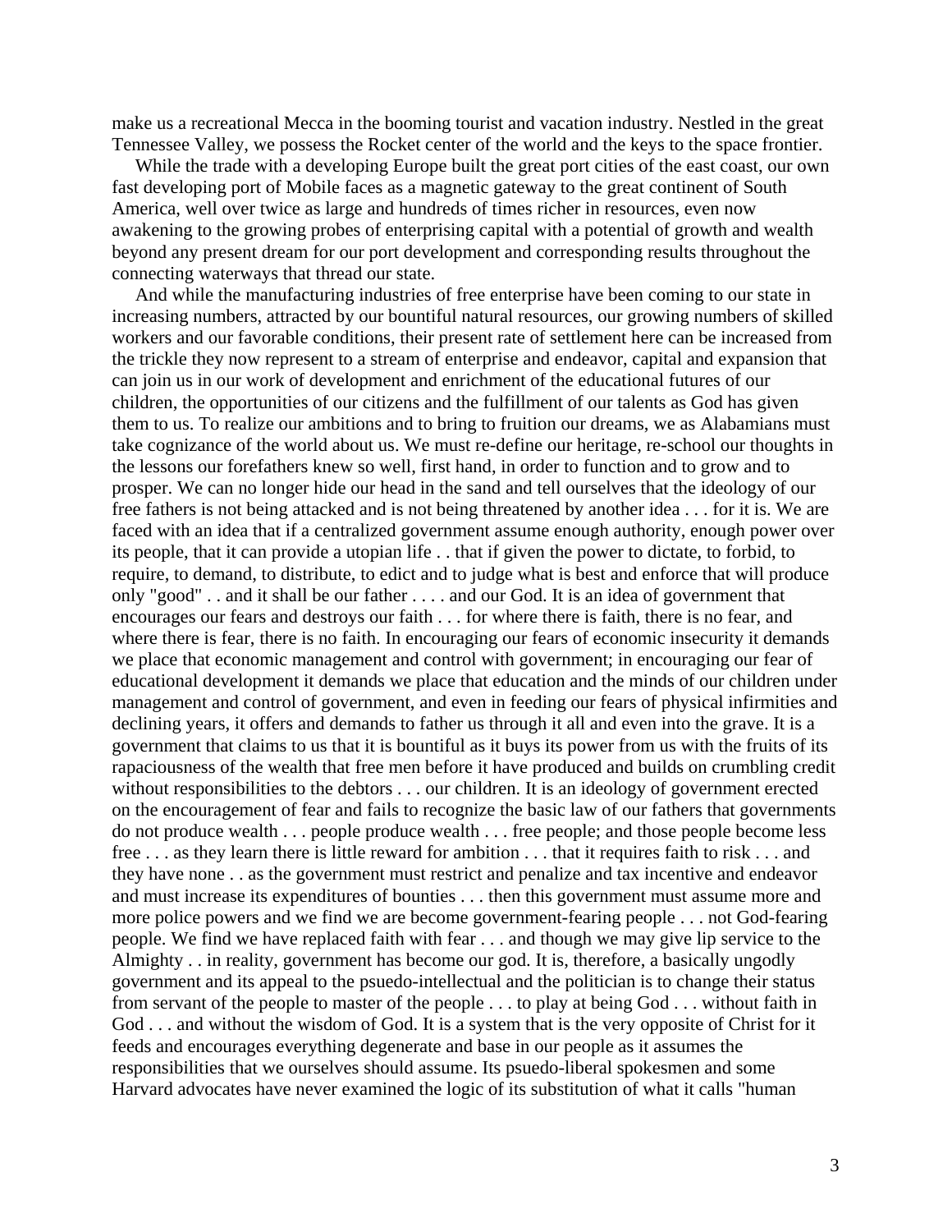make us a recreational Mecca in the booming tourist and vacation industry. Nestled in the great Tennessee Valley, we possess the Rocket center of the world and the keys to the space frontier.

While the trade with a developing Europe built the great port cities of the east coast, our own fast developing port of Mobile faces as a magnetic gateway to the great continent of South America, well over twice as large and hundreds of times richer in resources, even now awakening to the growing probes of enterprising capital with a potential of growth and wealth beyond any present dream for our port development and corresponding results throughout the connecting waterways that thread our state.

And while the manufacturing industries of free enterprise have been coming to our state in increasing numbers, attracted by our bountiful natural resources, our growing numbers of skilled workers and our favorable conditions, their present rate of settlement here can be increased from the trickle they now represent to a stream of enterprise and endeavor, capital and expansion that can join us in our work of development and enrichment of the educational futures of our children, the opportunities of our citizens and the fulfillment of our talents as God has given them to us. To realize our ambitions and to bring to fruition our dreams, we as Alabamians must take cognizance of the world about us. We must re-define our heritage, re-school our thoughts in the lessons our forefathers knew so well, first hand, in order to function and to grow and to prosper. We can no longer hide our head in the sand and tell ourselves that the ideology of our free fathers is not being attacked and is not being threatened by another idea . . . for it is. We are faced with an idea that if a centralized government assume enough authority, enough power over its people, that it can provide a utopian life . . that if given the power to dictate, to forbid, to require, to demand, to distribute, to edict and to judge what is best and enforce that will produce only "good" . . and it shall be our father . . . . and our God. It is an idea of government that encourages our fears and destroys our faith . . . for where there is faith, there is no fear, and where there is fear, there is no faith. In encouraging our fears of economic insecurity it demands we place that economic management and control with government; in encouraging our fear of educational development it demands we place that education and the minds of our children under management and control of government, and even in feeding our fears of physical infirmities and declining years, it offers and demands to father us through it all and even into the grave. It is a government that claims to us that it is bountiful as it buys its power from us with the fruits of its rapaciousness of the wealth that free men before it have produced and builds on crumbling credit without responsibilities to the debtors . . . our children. It is an ideology of government erected on the encouragement of fear and fails to recognize the basic law of our fathers that governments do not produce wealth . . . people produce wealth . . . free people; and those people become less free . . . as they learn there is little reward for ambition . . . that it requires faith to risk . . . and they have none . . as the government must restrict and penalize and tax incentive and endeavor and must increase its expenditures of bounties . . . then this government must assume more and more police powers and we find we are become government-fearing people . . . not God-fearing people. We find we have replaced faith with fear . . . and though we may give lip service to the Almighty . . in reality, government has become our god. It is, therefore, a basically ungodly government and its appeal to the psuedo-intellectual and the politician is to change their status from servant of the people to master of the people . . . to play at being God . . . without faith in God . . . and without the wisdom of God. It is a system that is the very opposite of Christ for it feeds and encourages everything degenerate and base in our people as it assumes the responsibilities that we ourselves should assume. Its psuedo-liberal spokesmen and some Harvard advocates have never examined the logic of its substitution of what it calls "human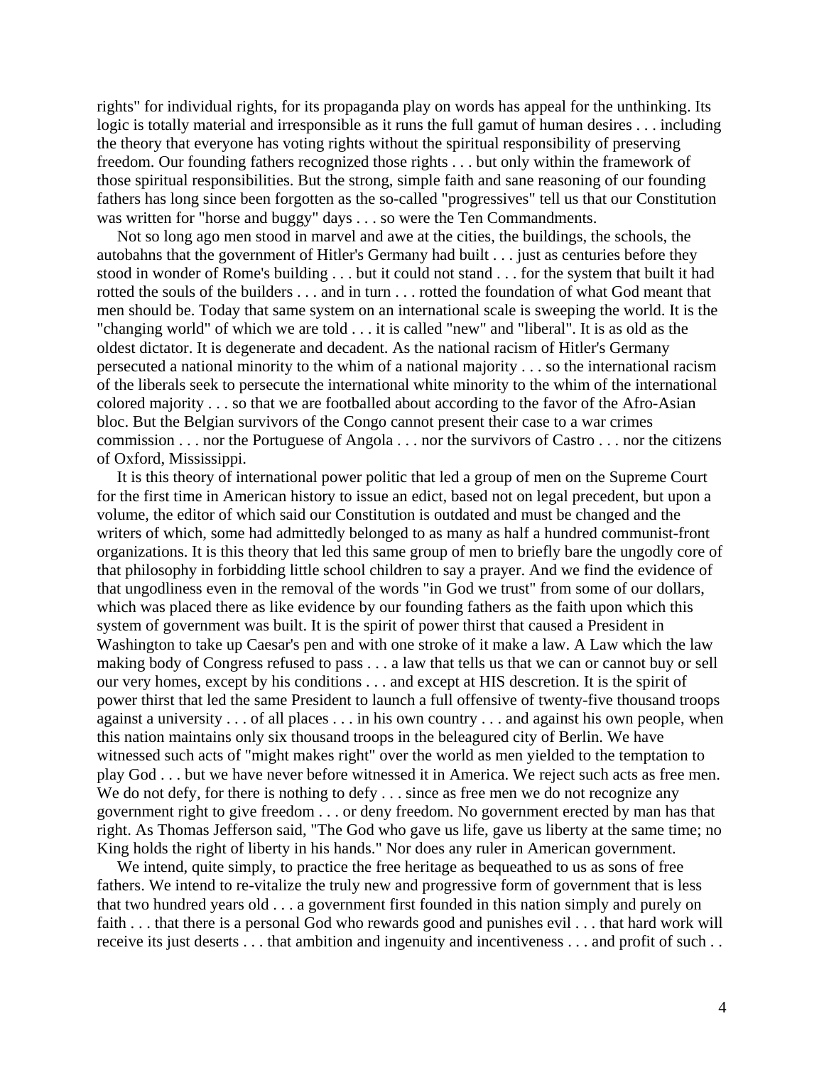rights" for individual rights, for its propaganda play on words has appeal for the unthinking. Its logic is totally material and irresponsible as it runs the full gamut of human desires . . . including the theory that everyone has voting rights without the spiritual responsibility of preserving freedom. Our founding fathers recognized those rights . . . but only within the framework of those spiritual responsibilities. But the strong, simple faith and sane reasoning of our founding fathers has long since been forgotten as the so-called "progressives" tell us that our Constitution was written for "horse and buggy" days . . . so were the Ten Commandments.

Not so long ago men stood in marvel and awe at the cities, the buildings, the schools, the autobahns that the government of Hitler's Germany had built . . . just as centuries before they stood in wonder of Rome's building . . . but it could not stand . . . for the system that built it had rotted the souls of the builders . . . and in turn . . . rotted the foundation of what God meant that men should be. Today that same system on an international scale is sweeping the world. It is the "changing world" of which we are told . . . it is called "new" and "liberal". It is as old as the oldest dictator. It is degenerate and decadent. As the national racism of Hitler's Germany persecuted a national minority to the whim of a national majority . . . so the international racism of the liberals seek to persecute the international white minority to the whim of the international colored majority . . . so that we are footballed about according to the favor of the Afro-Asian bloc. But the Belgian survivors of the Congo cannot present their case to a war crimes commission . . . nor the Portuguese of Angola . . . nor the survivors of Castro . . . nor the citizens of Oxford, Mississippi.

It is this theory of international power politic that led a group of men on the Supreme Court for the first time in American history to issue an edict, based not on legal precedent, but upon a volume, the editor of which said our Constitution is outdated and must be changed and the writers of which, some had admittedly belonged to as many as half a hundred communist-front organizations. It is this theory that led this same group of men to briefly bare the ungodly core of that philosophy in forbidding little school children to say a prayer. And we find the evidence of that ungodliness even in the removal of the words "in God we trust" from some of our dollars, which was placed there as like evidence by our founding fathers as the faith upon which this system of government was built. It is the spirit of power thirst that caused a President in Washington to take up Caesar's pen and with one stroke of it make a law. A Law which the law making body of Congress refused to pass . . . a law that tells us that we can or cannot buy or sell our very homes, except by his conditions . . . and except at HIS descretion. It is the spirit of power thirst that led the same President to launch a full offensive of twenty-five thousand troops against a university . . . of all places . . . in his own country . . . and against his own people, when this nation maintains only six thousand troops in the beleagured city of Berlin. We have witnessed such acts of "might makes right" over the world as men yielded to the temptation to play God . . . but we have never before witnessed it in America. We reject such acts as free men. We do not defy, for there is nothing to defy . . . since as free men we do not recognize any government right to give freedom . . . or deny freedom. No government erected by man has that right. As Thomas Jefferson said, "The God who gave us life, gave us liberty at the same time; no King holds the right of liberty in his hands." Nor does any ruler in American government.

We intend, quite simply, to practice the free heritage as bequeathed to us as sons of free fathers. We intend to re-vitalize the truly new and progressive form of government that is less that two hundred years old . . . a government first founded in this nation simply and purely on faith . . . that there is a personal God who rewards good and punishes evil . . . that hard work will receive its just deserts . . . that ambition and ingenuity and incentiveness . . . and profit of such . .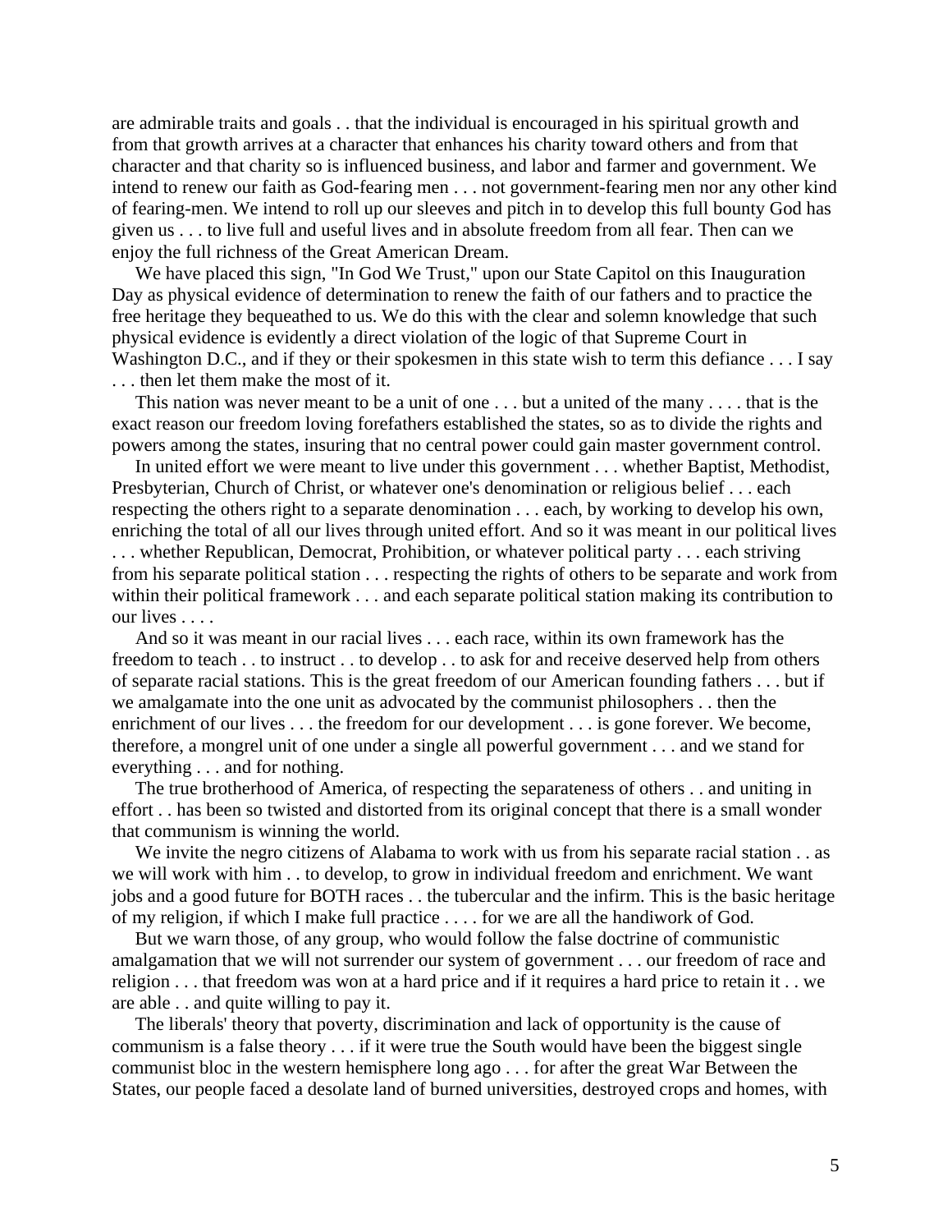are admirable traits and goals . . that the individual is encouraged in his spiritual growth and from that growth arrives at a character that enhances his charity toward others and from that character and that charity so is influenced business, and labor and farmer and government. We intend to renew our faith as God-fearing men . . . not government-fearing men nor any other kind of fearing-men. We intend to roll up our sleeves and pitch in to develop this full bounty God has given us . . . to live full and useful lives and in absolute freedom from all fear. Then can we enjoy the full richness of the Great American Dream.

We have placed this sign, "In God We Trust," upon our State Capitol on this Inauguration Day as physical evidence of determination to renew the faith of our fathers and to practice the free heritage they bequeathed to us. We do this with the clear and solemn knowledge that such physical evidence is evidently a direct violation of the logic of that Supreme Court in Washington D.C., and if they or their spokesmen in this state wish to term this defiance . . . I say . . . then let them make the most of it.

This nation was never meant to be a unit of one . . . but a united of the many . . . . that is the exact reason our freedom loving forefathers established the states, so as to divide the rights and powers among the states, insuring that no central power could gain master government control.

In united effort we were meant to live under this government . . . whether Baptist, Methodist, Presbyterian, Church of Christ, or whatever one's denomination or religious belief . . . each respecting the others right to a separate denomination . . . each, by working to develop his own, enriching the total of all our lives through united effort. And so it was meant in our political lives . . . whether Republican, Democrat, Prohibition, or whatever political party . . . each striving from his separate political station . . . respecting the rights of others to be separate and work from within their political framework . . . and each separate political station making its contribution to our lives . . . .

And so it was meant in our racial lives . . . each race, within its own framework has the freedom to teach . . to instruct . . to develop . . to ask for and receive deserved help from others of separate racial stations. This is the great freedom of our American founding fathers . . . but if we amalgamate into the one unit as advocated by the communist philosophers . . then the enrichment of our lives . . . the freedom for our development . . . is gone forever. We become, therefore, a mongrel unit of one under a single all powerful government . . . and we stand for everything . . . and for nothing.

The true brotherhood of America, of respecting the separateness of others . . and uniting in effort . . has been so twisted and distorted from its original concept that there is a small wonder that communism is winning the world.

We invite the negro citizens of Alabama to work with us from his separate racial station . . as we will work with him . . to develop, to grow in individual freedom and enrichment. We want jobs and a good future for BOTH races . . the tubercular and the infirm. This is the basic heritage of my religion, if which I make full practice . . . . for we are all the handiwork of God.

But we warn those, of any group, who would follow the false doctrine of communistic amalgamation that we will not surrender our system of government . . . our freedom of race and religion . . . that freedom was won at a hard price and if it requires a hard price to retain it . . we are able . . and quite willing to pay it.

The liberals' theory that poverty, discrimination and lack of opportunity is the cause of communism is a false theory . . . if it were true the South would have been the biggest single communist bloc in the western hemisphere long ago . . . for after the great War Between the States, our people faced a desolate land of burned universities, destroyed crops and homes, with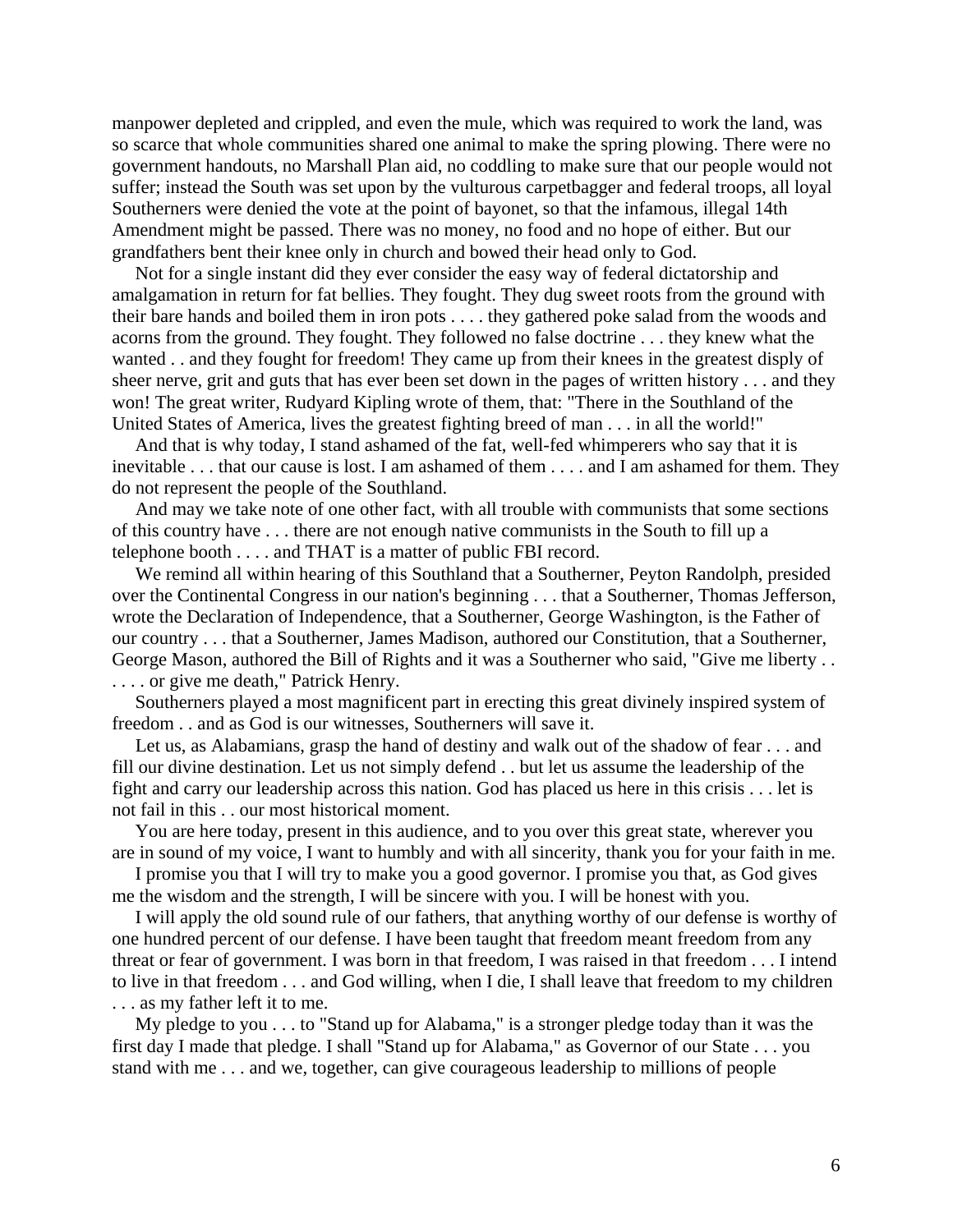manpower depleted and crippled, and even the mule, which was required to work the land, was so scarce that whole communities shared one animal to make the spring plowing. There were no government handouts, no Marshall Plan aid, no coddling to make sure that our people would not suffer; instead the South was set upon by the vulturous carpetbagger and federal troops, all loyal Southerners were denied the vote at the point of bayonet, so that the infamous, illegal 14th Amendment might be passed. There was no money, no food and no hope of either. But our grandfathers bent their knee only in church and bowed their head only to God.

Not for a single instant did they ever consider the easy way of federal dictatorship and amalgamation in return for fat bellies. They fought. They dug sweet roots from the ground with their bare hands and boiled them in iron pots . . . . they gathered poke salad from the woods and acorns from the ground. They fought. They followed no false doctrine . . . they knew what the wanted . . and they fought for freedom! They came up from their knees in the greatest disply of sheer nerve, grit and guts that has ever been set down in the pages of written history . . . and they won! The great writer, Rudyard Kipling wrote of them, that: "There in the Southland of the United States of America, lives the greatest fighting breed of man . . . in all the world!"

And that is why today, I stand ashamed of the fat, well-fed whimperers who say that it is inevitable . . . that our cause is lost. I am ashamed of them . . . . and I am ashamed for them. They do not represent the people of the Southland.

And may we take note of one other fact, with all trouble with communists that some sections of this country have . . . there are not enough native communists in the South to fill up a telephone booth . . . . and THAT is a matter of public FBI record.

We remind all within hearing of this Southland that a Southerner, Peyton Randolph, presided over the Continental Congress in our nation's beginning . . . that a Southerner, Thomas Jefferson, wrote the Declaration of Independence, that a Southerner, George Washington, is the Father of our country . . . that a Southerner, James Madison, authored our Constitution, that a Southerner, George Mason, authored the Bill of Rights and it was a Southerner who said, "Give me liberty . . . . . . or give me death," Patrick Henry.

Southerners played a most magnificent part in erecting this great divinely inspired system of freedom . . and as God is our witnesses, Southerners will save it.

Let us, as Alabamians, grasp the hand of destiny and walk out of the shadow of fear . . . and fill our divine destination. Let us not simply defend . . but let us assume the leadership of the fight and carry our leadership across this nation. God has placed us here in this crisis . . . let is not fail in this . . our most historical moment.

You are here today, present in this audience, and to you over this great state, wherever you are in sound of my voice, I want to humbly and with all sincerity, thank you for your faith in me.

I promise you that I will try to make you a good governor. I promise you that, as God gives me the wisdom and the strength, I will be sincere with you. I will be honest with you.

I will apply the old sound rule of our fathers, that anything worthy of our defense is worthy of one hundred percent of our defense. I have been taught that freedom meant freedom from any threat or fear of government. I was born in that freedom, I was raised in that freedom . . . I intend to live in that freedom . . . and God willing, when I die, I shall leave that freedom to my children . . . as my father left it to me.

My pledge to you . . . to "Stand up for Alabama," is a stronger pledge today than it was the first day I made that pledge. I shall "Stand up for Alabama," as Governor of our State . . . you stand with me . . . and we, together, can give courageous leadership to millions of people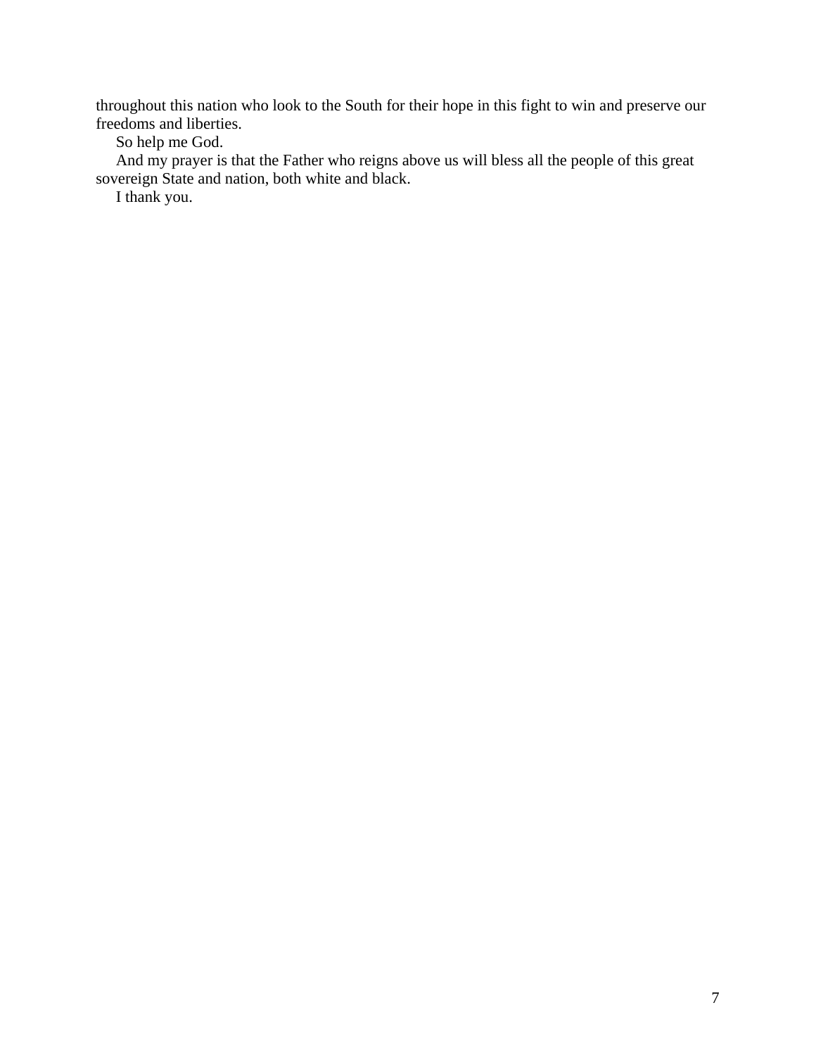throughout this nation who look to the South for their hope in this fight to win and preserve our freedoms and liberties.

So help me God.

And my prayer is that the Father who reigns above us will bless all the people of this great sovereign State and nation, both white and black.

I thank you.